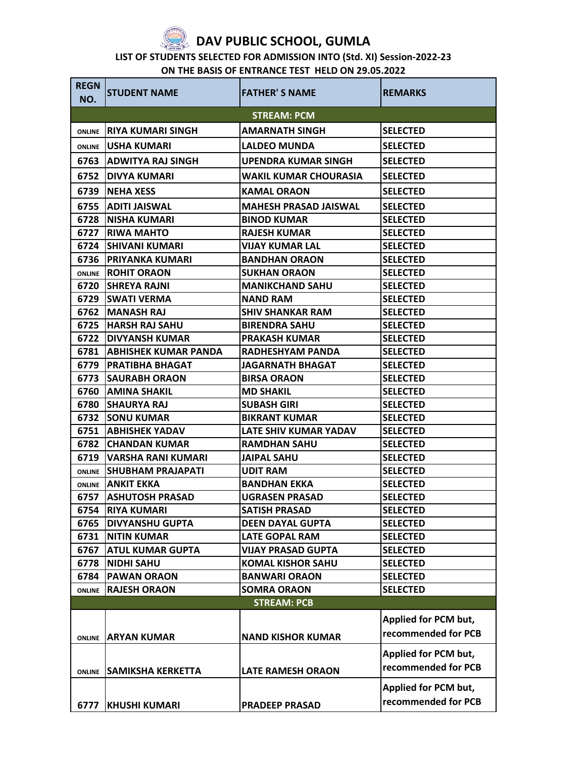# DAV PUBLIC SCHOOL, GUMLA

**LIST OF STUDENTS SELECTED FOR ADMISSION INTO (Std. XI) Session-2022-23**

**ON THE BASIS OF ENTRANCE TEST HELD ON 29.05.2022**

| REGN NO. | STUDENT NAME | FATHER' S NAME | REMARKS |
|---|---|---|---|
| **STREAM: PCM** | | | |
| ONLINE | RIYA KUMARI SINGH | AMARNATH SINGH | SELECTED |
| ONLINE | USHA KUMARI | LALDEO MUNDA | SELECTED |
| 6763 | ADWITYA RAJ SINGH | UPENDRA KUMAR SINGH | SELECTED |
| 6752 | DIVYA KUMARI | WAKIL KUMAR CHOURASIA | SELECTED |
| 6739 | NEHA XESS | KAMAL ORAON | SELECTED |
| 6755 | ADITI JAISWAL | MAHESH PRASAD JAISWAL | SELECTED |
| 6728 | NISHA KUMARI | BINOD KUMAR | SELECTED |
| 6727 | RIWA MAHTO | RAJESH KUMAR | SELECTED |
| 6724 | SHIVANI KUMARI | VIJAY KUMAR LAL | SELECTED |
| 6736 | PRIYANKA KUMARI | BANDHAN ORAON | SELECTED |
| ONLINE | ROHIT ORAON | SUKHAN ORAON | SELECTED |
| 6720 | SHREYA RAJNI | MANIKCHAND SAHU | SELECTED |
| 6729 | SWATI VERMA | NAND RAM | SELECTED |
| 6762 | MANASH RAJ | SHIV SHANKAR RAM | SELECTED |
| 6725 | HARSH RAJ SAHU | BIRENDRA SAHU | SELECTED |
| 6722 | DIVYANSH KUMAR | PRAKASH KUMAR | SELECTED |
| 6781 | ABHISHEK KUMAR PANDA | RADHESHYAM PANDA | SELECTED |
| 6779 | PRATIBHA BHAGAT | JAGARNATH BHAGAT | SELECTED |
| 6773 | SAURABH ORAON | BIRSA ORAON | SELECTED |
| 6760 | AMINA SHAKIL | MD SHAKIL | SELECTED |
| 6780 | SHAURYA RAJ | SUBASH GIRI | SELECTED |
| 6732 | SONU KUMAR | BIKRANT KUMAR | SELECTED |
| 6751 | ABHISHEK YADAV | LATE SHIV KUMAR YADAV | SELECTED |
| 6782 | CHANDAN KUMAR | RAMDHAN SAHU | SELECTED |
| 6719 | VARSHA RANI KUMARI | JAIPAL SAHU | SELECTED |
| ONLINE | SHUBHAM PRAJAPATI | UDIT RAM | SELECTED |
| ONLINE | ANKIT EKKA | BANDHAN EKKA | SELECTED |
| 6757 | ASHUTOSH PRASAD | UGRASEN PRASAD | SELECTED |
| 6754 | RIYA KUMARI | SATISH PRASAD | SELECTED |
| 6765 | DIVYANSHU GUPTA | DEEN DAYAL GUPTA | SELECTED |
| 6731 | NITIN KUMAR | LATE GOPAL RAM | SELECTED |
| 6767 | ATUL KUMAR GUPTA | VIJAY PRASAD GUPTA | SELECTED |
| 6778 | NIDHI SAHU | KOMAL KISHOR SAHU | SELECTED |
| 6784 | PAWAN ORAON | BANWARI ORAON | SELECTED |
| ONLINE | RAJESH ORAON | SOMRA ORAON | SELECTED |
| **STREAM: PCB** | | | |
| ONLINE | ARYAN KUMAR | NAND KISHOR KUMAR | Applied for PCM but, recommended for PCB |
| ONLINE | SAMIKSHA KERKETTA | LATE RAMESH ORAON | Applied for PCM but, recommended for PCB |
| 6777 | KHUSHI KUMARI | PRADEEP PRASAD | Applied for PCM but, recommended for PCB |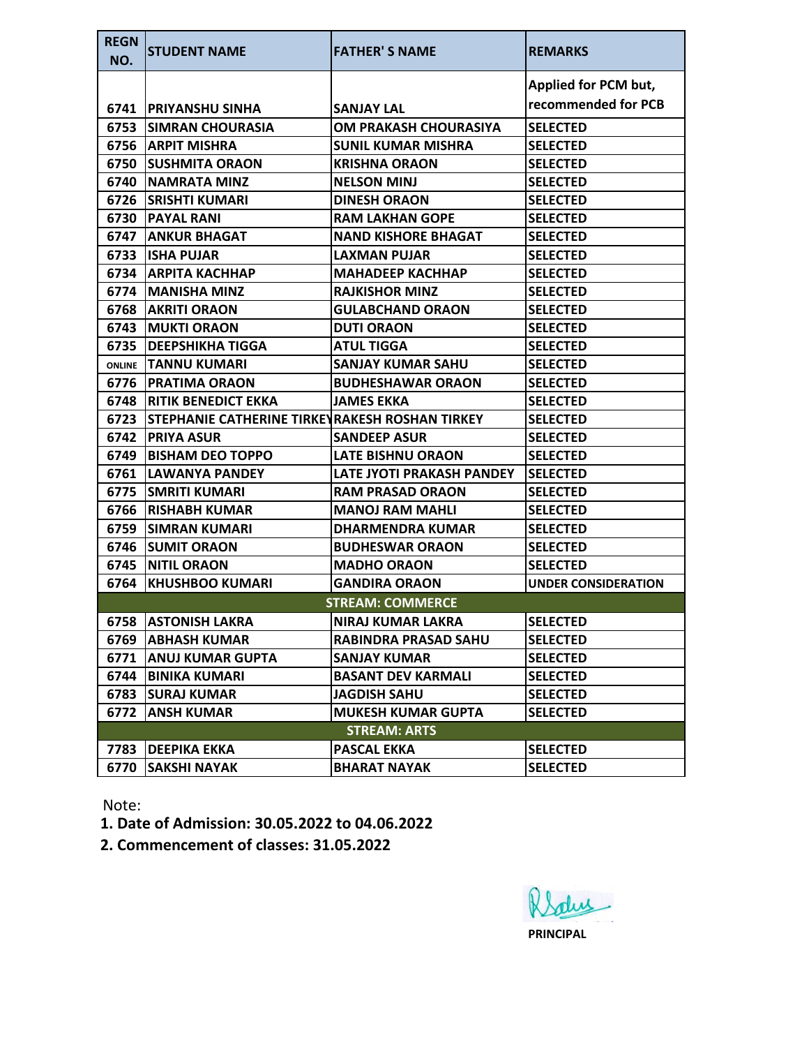| REGN NO. | STUDENT NAME | FATHER' S NAME | REMARKS |
|---|---|---|---|
| 6741 | PRIYANSHU SINHA | SANJAY LAL | Applied for PCM but, recommended for PCB |
| 6753 | SIMRAN CHOURASIA | OM PRAKASH CHOURASIYA | SELECTED |
| 6756 | ARPIT MISHRA | SUNIL KUMAR MISHRA | SELECTED |
| 6750 | SUSHMITA ORAON | KRISHNA ORAON | SELECTED |
| 6740 | NAMRATA MINZ | NELSON MINJ | SELECTED |
| 6726 | SRISHTI KUMARI | DINESH ORAON | SELECTED |
| 6730 | PAYAL RANI | RAM LAKHAN GOPE | SELECTED |
| 6747 | ANKUR BHAGAT | NAND KISHORE BHAGAT | SELECTED |
| 6733 | ISHA PUJAR | LAXMAN PUJAR | SELECTED |
| 6734 | ARPITA KACHHAP | MAHADEEP KACHHAP | SELECTED |
| 6774 | MANISHA MINZ | RAJKISHOR MINZ | SELECTED |
| 6768 | AKRITI ORAON | GULABCHAND ORAON | SELECTED |
| 6743 | MUKTI ORAON | DUTI ORAON | SELECTED |
| 6735 | DEEPSHIKHA TIGGA | ATUL TIGGA | SELECTED |
| ONLINE | TANNU KUMARI | SANJAY KUMAR SAHU | SELECTED |
| 6776 | PRATIMA ORAON | BUDHESHAWAR ORAON | SELECTED |
| 6748 | RITIK BENEDICT EKKA | JAMES EKKA | SELECTED |
| 6723 | STEPHANIE CATHERINE TIRKEY | RAKESH ROSHAN TIRKEY | SELECTED |
| 6742 | PRIYA ASUR | SANDEEP ASUR | SELECTED |
| 6749 | BISHAM DEO TOPPO | LATE BISHNU ORAON | SELECTED |
| 6761 | LAWANYA PANDEY | LATE JYOTI PRAKASH PANDEY | SELECTED |
| 6775 | SMRITI KUMARI | RAM PRASAD ORAON | SELECTED |
| 6766 | RISHABH KUMAR | MANOJ RAM MAHLI | SELECTED |
| 6759 | SIMRAN KUMARI | DHARMENDRA KUMAR | SELECTED |
| 6746 | SUMIT ORAON | BUDHESWAR ORAON | SELECTED |
| 6745 | NITIL ORAON | MADHO ORAON | SELECTED |
| 6764 | KHUSHBOO KUMARI | GANDIRA ORAON | UNDER CONSIDERATION |
| | | **STREAM: COMMERCE** | |
| 6758 | ASTONISH LAKRA | NIRAJ KUMAR LAKRA | SELECTED |
| 6769 | ABHASH KUMAR | RABINDRA PRASAD SAHU | SELECTED |
| 6771 | ANUJ KUMAR GUPTA | SANJAY KUMAR | SELECTED |
| 6744 | BINIKA KUMARI | BASANT DEV KARMALI | SELECTED |
| 6783 | SURAJ KUMAR | JAGDISH SAHU | SELECTED |
| 6772 | ANSH KUMAR | MUKESH KUMAR GUPTA | SELECTED |
| | | **STREAM: ARTS** | |
| 7783 | DEEPIKA EKKA | PASCAL EKKA | SELECTED |
| 6770 | SAKSHI NAYAK | BHARAT NAYAK | SELECTED |

Note:

1. **Date of Admission: 30.05.2022 to 04.06.2022**
2. **Commencement of classes: 31.05.2022**

**PRINCIPAL**